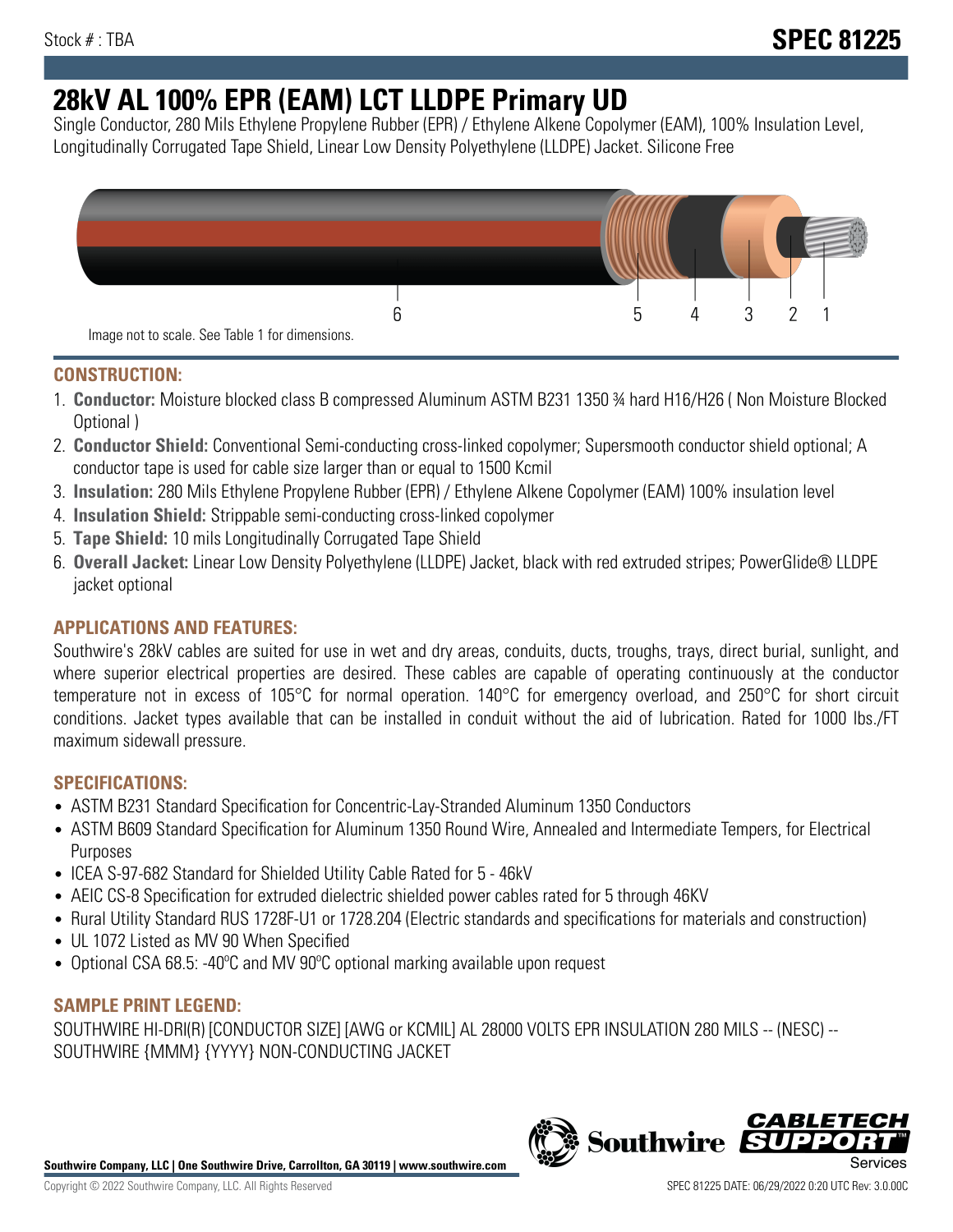Stock # : TBA

**SPEC 81225**

# 28kV AL 100% EPR (EAM) LCT LLDPE Primary UD

Single Conductor, 280 Mils Ethylene Propylene Rubber (EPR) / Ethylene Alkene Copolymer (EAM), 100% Insulation Level, Longitudinally Corrugated Tape Shield, Linear Low Density Polyethylene (LLDPE) Jacket. Silicone Free

6 5 4 3 2 1

Image not to scale. See Table 1 for dimensions.

## CONSTRUCTION:

1. **Conductor:** Moisture blocked class B compressed Aluminum ASTM B231 1350 ¾ hard H16/H26 ( Non Moisture Blocked Optional )
2. **Conductor Shield:** Conventional Semi-conducting cross-linked copolymer; Supersmooth conductor shield optional; A conductor tape is used for cable size larger than or equal to 1500 Kcmil
3. **Insulation:** 280 Mils Ethylene Propylene Rubber (EPR) / Ethylene Alkene Copolymer (EAM) 100% insulation level
4. **Insulation Shield:** Strippable semi-conducting cross-linked copolymer
5. **Tape Shield:** 10 mils Longitudinally Corrugated Tape Shield
6. **Overall Jacket:** Linear Low Density Polyethylene (LLDPE) Jacket, black with red extruded stripes; PowerGlide® LLDPE jacket optional

## APPLICATIONS AND FEATURES:

Southwire's 28kV cables are suited for use in wet and dry areas, conduits, ducts, troughs, trays, direct burial, sunlight, and where superior electrical properties are desired. These cables are capable of operating continuously at the conductor temperature not in excess of 105°C for normal operation. 140°C for emergency overload, and 250°C for short circuit conditions. Jacket types available that can be installed in conduit without the aid of lubrication. Rated for 1000 lbs./FT maximum sidewall pressure.

## SPECIFICATIONS:

- ASTM B231 Standard Specification for Concentric-Lay-Stranded Aluminum 1350 Conductors
- ASTM B609 Standard Specification for Aluminum 1350 Round Wire, Annealed and Intermediate Tempers, for Electrical Purposes
- ICEA S-97-682 Standard for Shielded Utility Cable Rated for 5 - 46kV
- AEIC CS-8 Specification for extruded dielectric shielded power cables rated for 5 through 46KV
- Rural Utility Standard RUS 1728F-U1 or 1728.204 (Electric standards and specifications for materials and construction)
- UL 1072 Listed as MV 90 When Specified
- Optional CSA 68.5: -40ºC and MV 90ºC optional marking available upon request

## SAMPLE PRINT LEGEND:

SOUTHWIRE HI-DRI(R) [CONDUCTOR SIZE] [AWG or KCMIL] AL 28000 VOLTS EPR INSULATION 280 MILS -- (NESC) -- SOUTHWIRE {MMM} {YYYY} NON-CONDUCTING JACKET

**Southwire Company, LLC | One Southwire Drive, Carrollton, GA 30119 | www.southwire.com**

Copyright © 2022 Southwire Company, LLC. All Rights Reserved

SPEC 81225 DATE: 06/29/2022 0:20 UTC Rev: 3.0.00C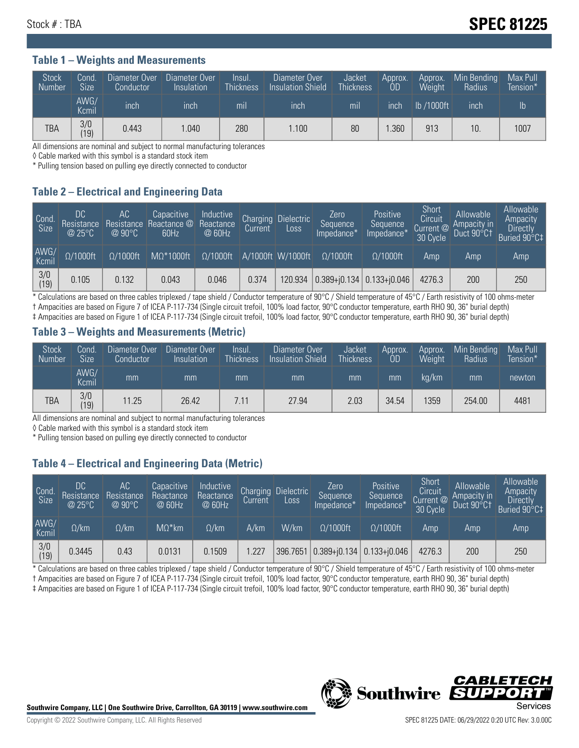Stock # : TBA

# SPEC 81225

## Table 1 – Weights and Measurements

| Stock Number | Cond. Size | Diameter Over Conductor | Diameter Over Insulation | Insul. Thickness | Diameter Over Insulation Shield | Jacket Thickness | Approx. OD | Approx. Weight | Min Bending Radius | Max Pull Tension* |
|---|---|---|---|---|---|---|---|---|---|---|
| | AWG/ Kcmil | inch | inch | mil | inch | mil | inch | lb /1000ft | inch | lb |
| TBA | 3/0 (19) | 0.443 | 1.040 | 280 | 1.100 | 80 | 1.360 | 913 | 10. | 1007 |

All dimensions are nominal and subject to normal manufacturing tolerances

◊ Cable marked with this symbol is a standard stock item

* Pulling tension based on pulling eye directly connected to conductor

## Table 2 – Electrical and Engineering Data

| Cond. Size | DC Resistance @ 25°C | AC Resistance @ 90°C | Capacitive Reactance @ 60Hz | Inductive Reactance @ 60Hz | Charging Current | Dielectric Loss | Zero Sequence Impedance* | Positive Sequence Impedance* | Short Circuit Current @ 30 Cycle | Allowable Ampacity in Duct 90°C† | Allowable Ampacity Directly Buried 90°C‡ |
|---|---|---|---|---|---|---|---|---|---|---|---|
| AWG/ Kcmil | Ω/1000ft | Ω/1000ft | MΩ*1000ft | Ω/1000ft | A/1000ft | W/1000ft | Ω/1000ft | Ω/1000ft | Amp | Amp | Amp |
| 3/0 (19) | 0.105 | 0.132 | 0.043 | 0.046 | 0.374 | 120.934 | 0.389+j0.134 | 0.133+j0.046 | 4276.3 | 200 | 250 |

* Calculations are based on three cables triplexed / tape shield / Conductor temperature of 90°C / Shield temperature of 45°C / Earth resistivity of 100 ohms-meter

† Ampacities are based on Figure 7 of ICEA P-117-734 (Single circuit trefoil, 100% load factor, 90°C conductor temperature, earth RHO 90, 36" burial depth)

‡ Ampacities are based on Figure 1 of ICEA P-117-734 (Single circuit trefoil, 100% load factor, 90°C conductor temperature, earth RHO 90, 36" burial depth)

## Table 3 – Weights and Measurements (Metric)

| Stock Number | Cond. Size | Diameter Over Conductor | Diameter Over Insulation | Insul. Thickness | Diameter Over Insulation Shield | Jacket Thickness | Approx. OD | Approx. Weight | Min Bending Radius | Max Pull Tension* |
|---|---|---|---|---|---|---|---|---|---|---|
| | AWG/ Kcmil | mm | mm | mm | mm | mm | mm | kg/km | mm | newton |
| TBA | 3/0 (19) | 11.25 | 26.42 | 7.11 | 27.94 | 2.03 | 34.54 | 1359 | 254.00 | 4481 |

All dimensions are nominal and subject to normal manufacturing tolerances

◊ Cable marked with this symbol is a standard stock item

* Pulling tension based on pulling eye directly connected to conductor

## Table 4 – Electrical and Engineering Data (Metric)

| Cond. Size | DC Resistance @ 25°C | AC Resistance @ 90°C | Capacitive Reactance @ 60Hz | Inductive Reactance @ 60Hz | Charging Current | Dielectric Loss | Zero Sequence Impedance* | Positive Sequence Impedance* | Short Circuit Current @ 30 Cycle | Allowable Ampacity in Duct 90°C† | Allowable Ampacity Directly Buried 90°C‡ |
|---|---|---|---|---|---|---|---|---|---|---|---|
| AWG/ Kcmil | Ω/km | Ω/km | MΩ*km | Ω/km | A/km | W/km | Ω/1000ft | Ω/1000ft | Amp | Amp | Amp |
| 3/0 (19) | 0.3445 | 0.43 | 0.0131 | 0.1509 | 1.227 | 396.7651 | 0.389+j0.134 | 0.133+j0.046 | 4276.3 | 200 | 250 |

* Calculations are based on three cables triplexed / tape shield / Conductor temperature of 90°C / Shield temperature of 45°C / Earth resistivity of 100 ohms-meter

† Ampacities are based on Figure 7 of ICEA P-117-734 (Single circuit trefoil, 100% load factor, 90°C conductor temperature, earth RHO 90, 36" burial depth)

‡ Ampacities are based on Figure 1 of ICEA P-117-734 (Single circuit trefoil, 100% load factor, 90°C conductor temperature, earth RHO 90, 36" burial depth)

**Southwire Company, LLC | One Southwire Drive, Carrollton, GA 30119 | www.southwire.com**

Copyright © 2022 Southwire Company, LLC. All Rights Reserved

SPEC 81225 DATE: 06/29/2022 0:20 UTC Rev: 3.0.00C